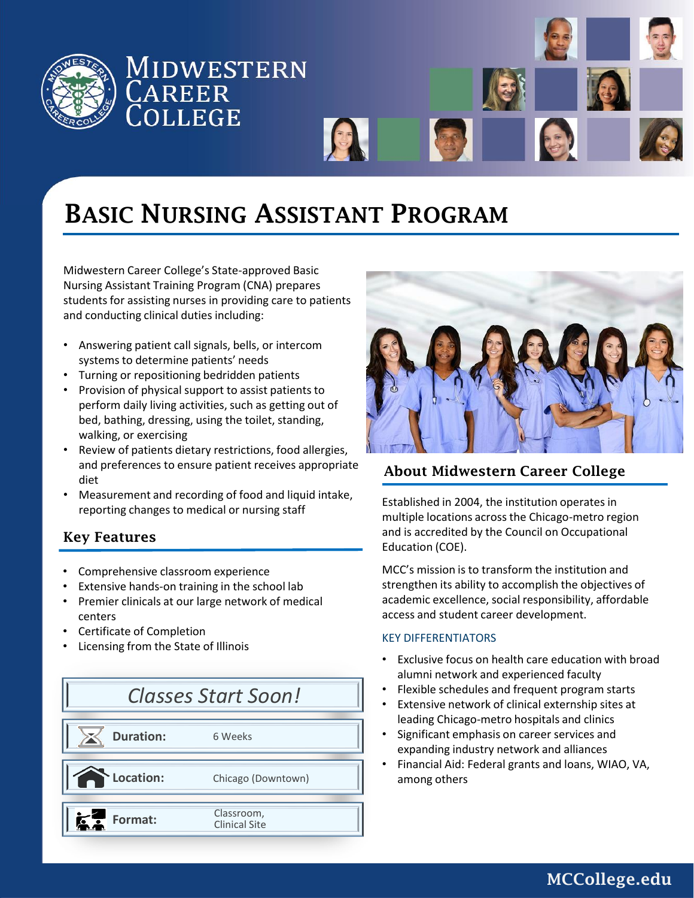# Midwestern Career College

## Basic Nursing Assistant Program

Midwestern Career College's State-approved Basic Nursing Assistant Training Program (CNA) prepares students for assisting nurses in providing care to patients and conducting clinical duties including:

- Answering patient call signals, bells, or intercom systems to determine patients' needs
- Turning or repositioning bedridden patients
- Provision of physical support to assist patients to perform daily living activities, such as getting out of bed, bathing, dressing, using the toilet, standing, walking, or exercising
- Review of patients dietary restrictions, food allergies, and preferences to ensure patient receives appropriate diet
- Measurement and recording of food and liquid intake, reporting changes to medical or nursing staff

### Key Features

- Comprehensive classroom experience
- Extensive hands-on training in the school lab
- Premier clinicals at our large network of medical centers
- Certificate of Completion
- Licensing from the State of Illinois

### *Classes Start Soon!*

| | |
|---|---|
| **Duration:** | 6 Weeks |
| **Location:** | Chicago (Downtown) |
| **Format:** | Classroom, Clinical Site |

### About Midwestern Career College

Established in 2004, the institution operates in multiple locations across the Chicago-metro region and is accredited by the Council on Occupational Education (COE).

MCC's mission is to transform the institution and strengthen its ability to accomplish the objectives of academic excellence, social responsibility, affordable access and student career development.

#### KEY DIFFERENTIATORS

- Exclusive focus on health care education with broad alumni network and experienced faculty
- Flexible schedules and frequent program starts
- Extensive network of clinical externship sites at leading Chicago-metro hospitals and clinics
- Significant emphasis on career services and expanding industry network and alliances
- Financial Aid: Federal grants and loans, WIAO, VA, among others

MCCollege.edu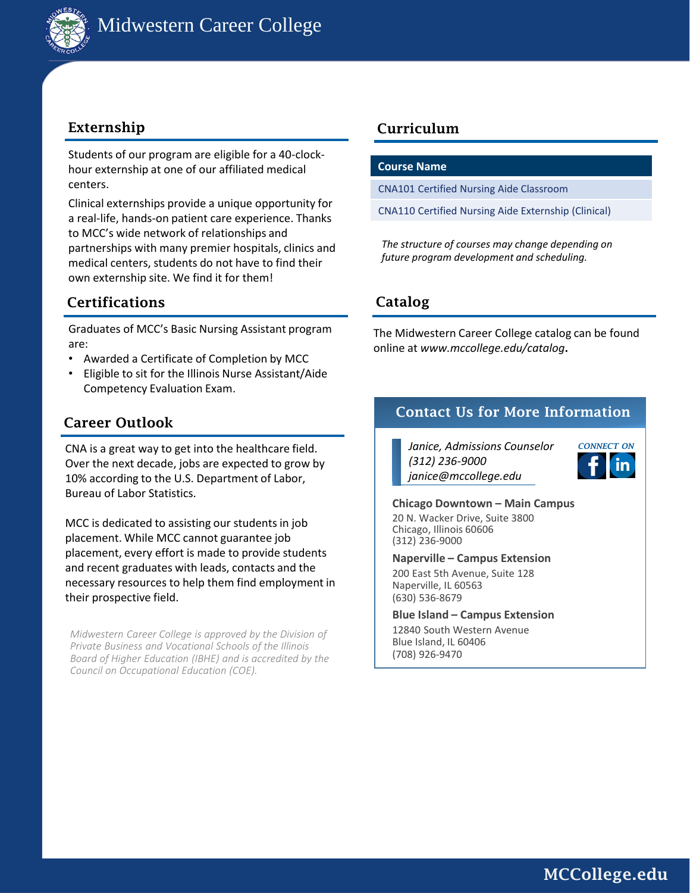## Externship

Students of our program are eligible for a 40-clock-hour externship at one of our affiliated medical centers.

Clinical externships provide a unique opportunity for a real-life, hands-on patient care experience. Thanks to MCC's wide network of relationships and partnerships with many premier hospitals, clinics and medical centers, students do not have to find their own externship site. We find it for them!

## Certifications

Graduates of MCC's Basic Nursing Assistant program are:

- Awarded a Certificate of Completion by MCC
- Eligible to sit for the Illinois Nurse Assistant/Aide Competency Evaluation Exam.

## Career Outlook

CNA is a great way to get into the healthcare field. Over the next decade, jobs are expected to grow by 10% according to the U.S. Department of Labor, Bureau of Labor Statistics.

MCC is dedicated to assisting our students in job placement. While MCC cannot guarantee job placement, every effort is made to provide students and recent graduates with leads, contacts and the necessary resources to help them find employment in their prospective field.

*Midwestern Career College is approved by the Division of Private Business and Vocational Schools of the Illinois Board of Higher Education (IBHE) and is accredited by the Council on Occupational Education (COE).*

## Curriculum

| Course Name |
|---|
| CNA101 Certified Nursing Aide Classroom |
| CNA110 Certified Nursing Aide Externship (Clinical) |

*The structure of courses may change depending on future program development and scheduling.*

## Catalog

The Midwestern Career College catalog can be found online at *www.mccollege.edu/catalog*.

## Contact Us for More Information

*Janice, Admissions Counselor*
*(312) 236-9000*
*janice@mccollege.edu*

*CONNECT ON*

**Chicago Downtown – Main Campus**
20 N. Wacker Drive, Suite 3800
Chicago, Illinois 60606
(312) 236-9000

**Naperville – Campus Extension**
200 East 5th Avenue, Suite 128
Naperville, IL 60563
(630) 536-8679

**Blue Island – Campus Extension**
12840 South Western Avenue
Blue Island, IL 60406
(708) 926-9470